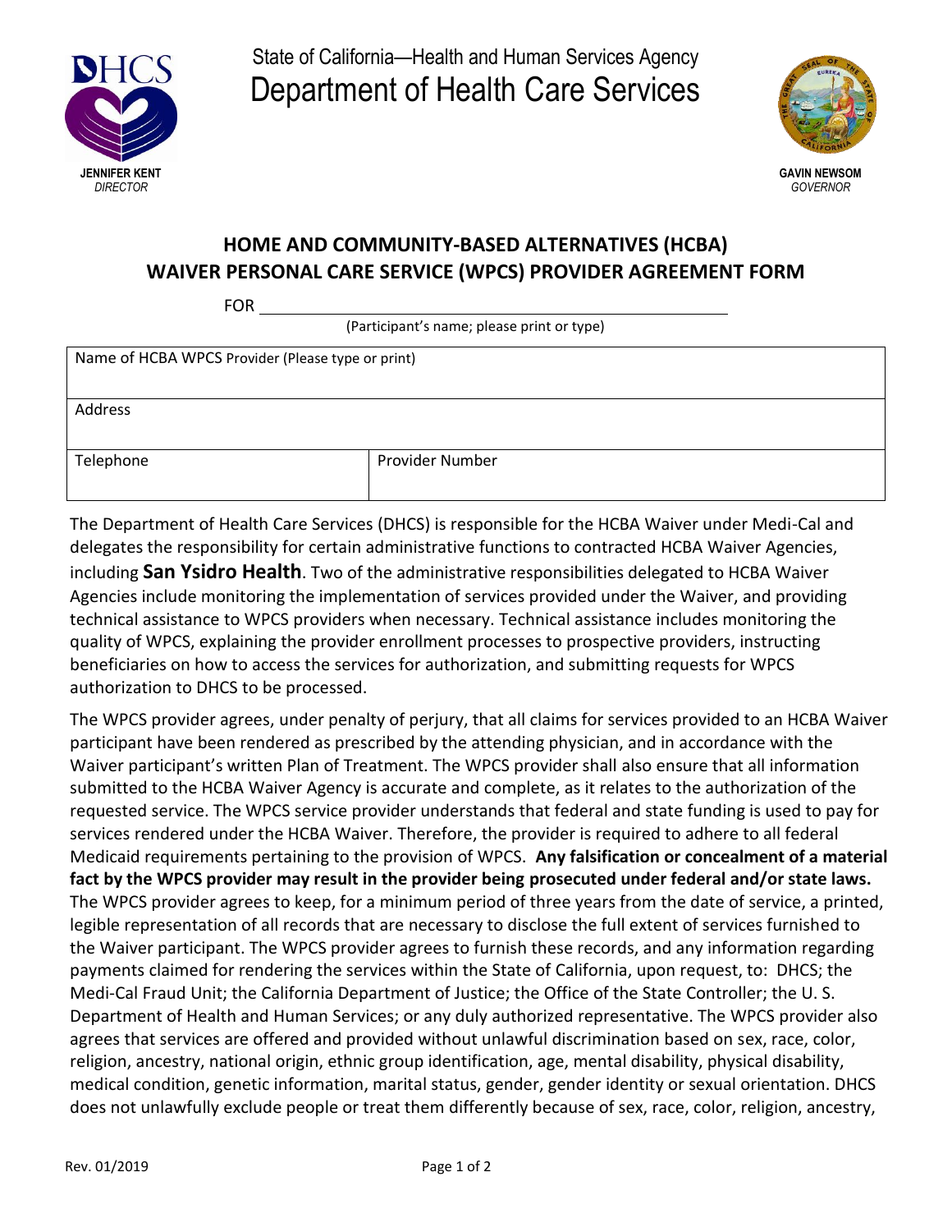State of California—Health and Human Services Agency

Department of Health Care Services

JENNIFER KENT
*DIRECTOR*

GAVIN NEWSOM
*GOVERNOR*

## HOME AND COMMUNITY-BASED ALTERNATIVES (HCBA) WAIVER PERSONAL CARE SERVICE (WPCS) PROVIDER AGREEMENT FORM

FOR ______________________________________________
(Participant's name; please print or type)

| Name of HCBA WPCS Provider (Please type or print) | |
|---|---|
| Address | |
| Telephone | Provider Number |

The Department of Health Care Services (DHCS) is responsible for the HCBA Waiver under Medi-Cal and delegates the responsibility for certain administrative functions to contracted HCBA Waiver Agencies, including **San Ysidro Health**. Two of the administrative responsibilities delegated to HCBA Waiver Agencies include monitoring the implementation of services provided under the Waiver, and providing technical assistance to WPCS providers when necessary. Technical assistance includes monitoring the quality of WPCS, explaining the provider enrollment processes to prospective providers, instructing beneficiaries on how to access the services for authorization, and submitting requests for WPCS authorization to DHCS to be processed.

The WPCS provider agrees, under penalty of perjury, that all claims for services provided to an HCBA Waiver participant have been rendered as prescribed by the attending physician, and in accordance with the Waiver participant's written Plan of Treatment. The WPCS provider shall also ensure that all information submitted to the HCBA Waiver Agency is accurate and complete, as it relates to the authorization of the requested service. The WPCS service provider understands that federal and state funding is used to pay for services rendered under the HCBA Waiver. Therefore, the provider is required to adhere to all federal Medicaid requirements pertaining to the provision of WPCS. **Any falsification or concealment of a material fact by the WPCS provider may result in the provider being prosecuted under federal and/or state laws.** The WPCS provider agrees to keep, for a minimum period of three years from the date of service, a printed, legible representation of all records that are necessary to disclose the full extent of services furnished to the Waiver participant. The WPCS provider agrees to furnish these records, and any information regarding payments claimed for rendering the services within the State of California, upon request, to: DHCS; the Medi-Cal Fraud Unit; the California Department of Justice; the Office of the State Controller; the U. S. Department of Health and Human Services; or any duly authorized representative. The WPCS provider also agrees that services are offered and provided without unlawful discrimination based on sex, race, color, religion, ancestry, national origin, ethnic group identification, age, mental disability, physical disability, medical condition, genetic information, marital status, gender, gender identity or sexual orientation. DHCS does not unlawfully exclude people or treat them differently because of sex, race, color, religion, ancestry,

Rev. 01/2019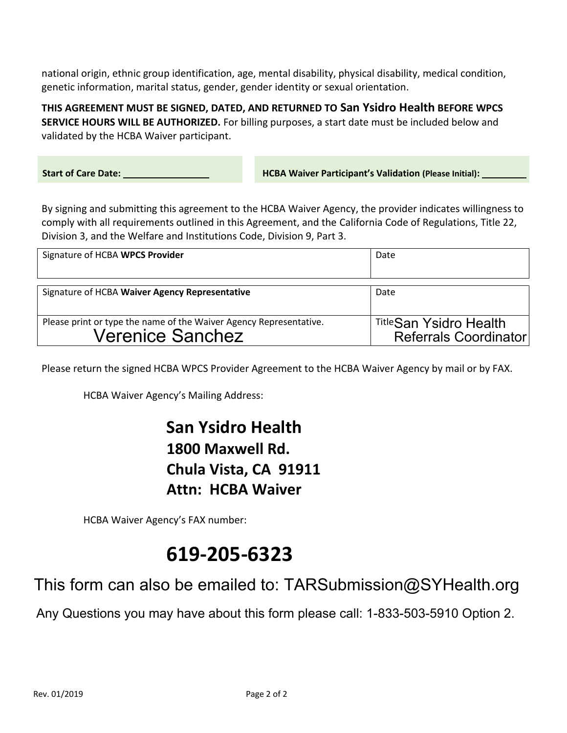national origin, ethnic group identification, age, mental disability, physical disability, medical condition, genetic information, marital status, gender, gender identity or sexual orientation.

**THIS AGREEMENT MUST BE SIGNED, DATED, AND RETURNED TO San Ysidro Health BEFORE WPCS SERVICE HOURS WILL BE AUTHORIZED.** For billing purposes, a start date must be included below and validated by the HCBA Waiver participant.

| | |
|---|---|
| **Start of Care Date:** ________________ | **HCBA Waiver Participant's Validation (Please Initial):** ________ |

By signing and submitting this agreement to the HCBA Waiver Agency, the provider indicates willingness to comply with all requirements outlined in this Agreement, and the California Code of Regulations, Title 22, Division 3, and the Welfare and Institutions Code, Division 9, Part 3.

| | |
|---|---|
| Signature of HCBA **WPCS Provider** | Date |

| | |
|---|---|
| Signature of HCBA **Waiver Agency Representative** | Date |
| Please print or type the name of the Waiver Agency Representative. Verenice Sanchez | Title San Ysidro Health Referrals Coordinator |

Please return the signed HCBA WPCS Provider Agreement to the HCBA Waiver Agency by mail or by FAX.

HCBA Waiver Agency's Mailing Address:

**San Ysidro Health**
**1800 Maxwell Rd.**
**Chula Vista, CA 91911**
**Attn: HCBA Waiver**

HCBA Waiver Agency's FAX number:

## 619-205-6323

This form can also be emailed to: TARSubmission@SYHealth.org

Any Questions you may have about this form please call: 1-833-503-5910 Option 2.

Rev. 01/2019